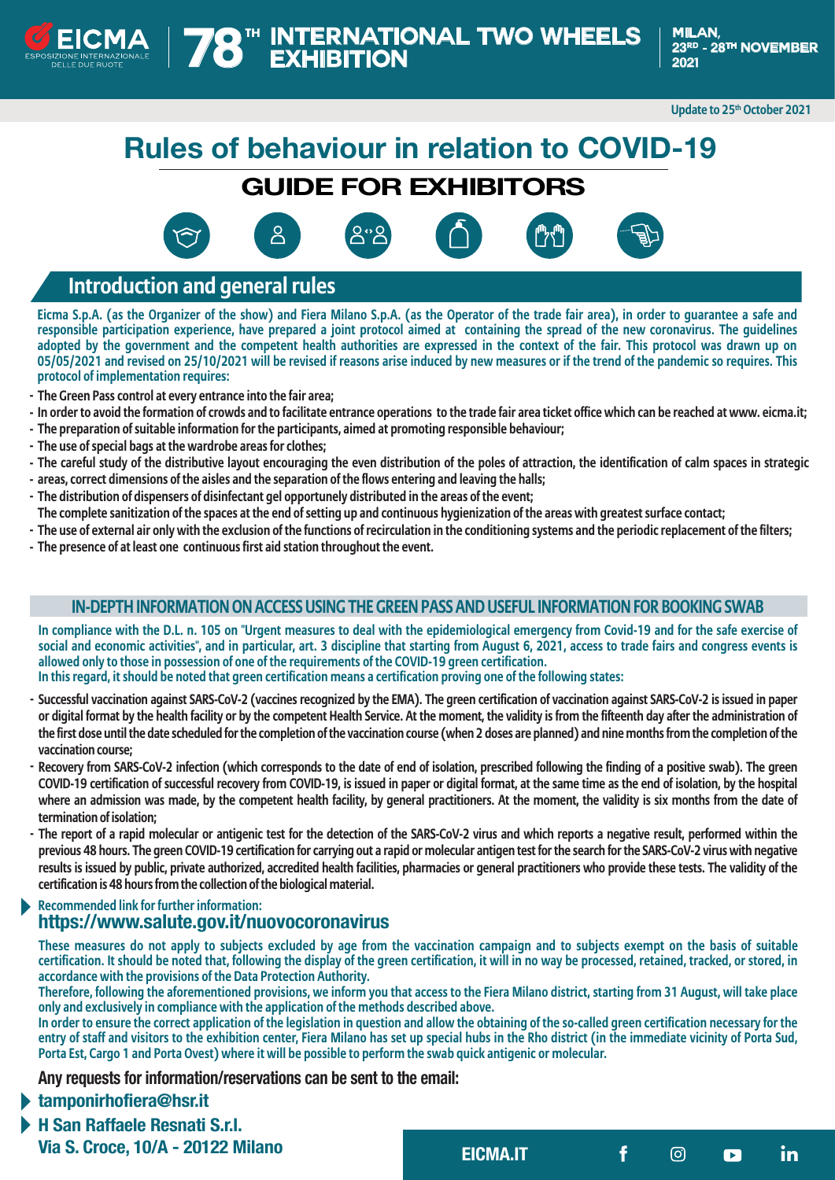EICMA ESPOSIZIONE INTERNAZIONALE DELLE DUE RUOTE | 78TH INTERNATIONAL TWO WHEELS EXHIBITION | MILAN, 23RD - 28TH NOVEMBER 2021

Update to 25th October 2021

# Rules of behaviour in relation to COVID-19

## GUIDE FOR EXHIBITORS

## Introduction and general rules

**Eicma S.p.A. (as the Organizer of the show) and Fiera Milano S.p.A. (as the Operator of the trade fair area), in order to guarantee a safe and responsible participation experience, have prepared a joint protocol aimed at containing the spread of the new coronavirus. The guidelines adopted by the government and the competent health authorities are expressed in the context of the fair. This protocol was drawn up on 05/05/2021 and revised on 25/10/2021 will be revised if reasons arise induced by new measures or if the trend of the pandemic so requires. This protocol of implementation requires:**

- The Green Pass control at every entrance into the fair area;
- In order to avoid the formation of crowds and to facilitate entrance operations to the trade fair area ticket office which can be reached at www. eicma.it;
- The preparation of suitable information for the participants, aimed at promoting responsible behaviour;
- The use of special bags at the wardrobe areas for clothes;
- The careful study of the distributive layout encouraging the even distribution of the poles of attraction, the identification of calm spaces in strategic
- areas, correct dimensions of the aisles and the separation of the flows entering and leaving the halls;
- The distribution of dispensers of disinfectant gel opportunely distributed in the areas of the event;
  The complete sanitization of the spaces at the end of setting up and continuous hygienization of the areas with greatest surface contact;
- The use of external air only with the exclusion of the functions of recirculation in the conditioning systems and the periodic replacement of the filters;
- The presence of at least one continuous first aid station throughout the event.

## IN-DEPTH INFORMATION ON ACCESS USING THE GREEN PASS AND USEFUL INFORMATION FOR BOOKING SWAB

**In compliance with the D.L. n. 105 on "Urgent measures to deal with the epidemiological emergency from Covid-19 and for the safe exercise of social and economic activities", and in particular, art. 3 discipline that starting from August 6, 2021, access to trade fairs and congress events is allowed only to those in possession of one of the requirements of the COVID-19 green certification.**
**In this regard, it should be noted that green certification means a certification proving one of the following states:**

- Successful vaccination against SARS-CoV-2 (vaccines recognized by the EMA). The green certification of vaccination against SARS-CoV-2 is issued in paper or digital format by the health facility or by the competent Health Service. At the moment, the validity is from the fifteenth day after the administration of the first dose until the date scheduled for the completion of the vaccination course (when 2 doses are planned) and nine months from the completion of the vaccination course;
- Recovery from SARS-CoV-2 infection (which corresponds to the date of end of isolation, prescribed following the finding of a positive swab). The green COVID-19 certification of successful recovery from COVID-19, is issued in paper or digital format, at the same time as the end of isolation, by the hospital where an admission was made, by the competent health facility, by general practitioners. At the moment, the validity is six months from the date of termination of isolation;
- The report of a rapid molecular or antigenic test for the detection of the SARS-CoV-2 virus and which reports a negative result, performed within the previous 48 hours. The green COVID-19 certification for carrying out a rapid or molecular antigen test for the search for the SARS-CoV-2 virus with negative results is issued by public, private authorized, accredited health facilities, pharmacies or general practitioners who provide these tests. The validity of the certification is 48 hours from the collection of the biological material.

Recommended link for further information:
**https://www.salute.gov.it/nuovocoronavirus**

**These measures do not apply to subjects excluded by age from the vaccination campaign and to subjects exempt on the basis of suitable certification. It should be noted that, following the display of the green certification, it will in no way be processed, retained, tracked, or stored, in accordance with the provisions of the Data Protection Authority.**
**Therefore, following the aforementioned provisions, we inform you that access to the Fiera Milano district, starting from 31 August, will take place only and exclusively in compliance with the application of the methods described above.**
**In order to ensure the correct application of the legislation in question and allow the obtaining of the so-called green certification necessary for the entry of staff and visitors to the exhibition center, Fiera Milano has set up special hubs in the Rho district (in the immediate vicinity of Porta Sud, Porta Est, Cargo 1 and Porta Ovest) where it will be possible to perform the swab quick antigenic or molecular.**

**Any requests for information/reservations can be sent to the email:**

- **tamponirhofiera@hsr.it**
- **H San Raffaele Resnati S.r.l.**
  **Via S. Croce, 10/A - 20122 Milano**

EICMA.IT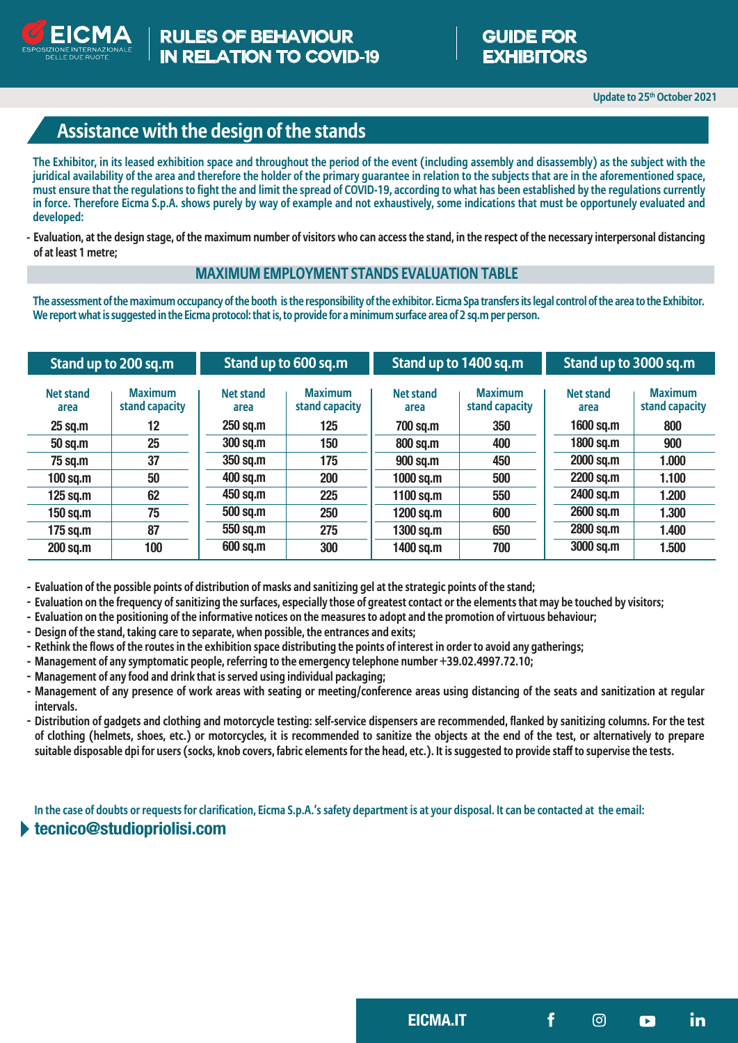## Assistance with the design of the stands

**The Exhibitor, in its leased exhibition space and throughout the period of the event (including assembly and disassembly) as the subject with the juridical availability of the area and therefore the holder of the primary guarantee in relation to the subjects that are in the aforementioned space, must ensure that the regulations to fight the and limit the spread of COVID-19, according to what has been established by the regulations currently in force. Therefore Eicma S.p.A. shows purely by way of example and not exhaustively, some indications that must be opportunely evaluated and developed:**

- **Evaluation, at the design stage, of the maximum number of visitors who can access the stand, in the respect of the necessary interpersonal distancing of at least 1 metre;**

### MAXIMUM EMPLOYMENT STANDS EVALUATION TABLE

**The assessment of the maximum occupancy of the booth is the responsibility of the exhibitor. Eicma Spa transfers its legal control of the area to the Exhibitor. We report what is suggested in the Eicma protocol: that is, to provide for a minimum surface area of 2 sq.m per person.**

| Stand up to 200 sq.m | | Stand up to 600 sq.m | | Stand up to 1400 sq.m | | Stand up to 3000 sq.m | |
|---|---|---|---|---|---|---|---|
| Net stand area | Maximum stand capacity | Net stand area | Maximum stand capacity | Net stand area | Maximum stand capacity | Net stand area | Maximum stand capacity |
| 25 sq.m | 12 | 250 sq.m | 125 | 700 sq.m | 350 | 1600 sq.m | 800 |
| 50 sq.m | 25 | 300 sq.m | 150 | 800 sq.m | 400 | 1800 sq.m | 900 |
| 75 sq.m | 37 | 350 sq.m | 175 | 900 sq.m | 450 | 2000 sq.m | 1.000 |
| 100 sq.m | 50 | 400 sq.m | 200 | 1000 sq.m | 500 | 2200 sq.m | 1.100 |
| 125 sq.m | 62 | 450 sq.m | 225 | 1100 sq.m | 550 | 2400 sq.m | 1.200 |
| 150 sq.m | 75 | 500 sq.m | 250 | 1200 sq.m | 600 | 2600 sq.m | 1.300 |
| 175 sq.m | 87 | 550 sq.m | 275 | 1300 sq.m | 650 | 2800 sq.m | 1.400 |
| 200 sq.m | 100 | 600 sq.m | 300 | 1400 sq.m | 700 | 3000 sq.m | 1.500 |

- **Evaluation of the possible points of distribution of masks and sanitizing gel at the strategic points of the stand;**
- **Evaluation on the frequency of sanitizing the surfaces, especially those of greatest contact or the elements that may be touched by visitors;**
- **Evaluation on the positioning of the informative notices on the measures to adopt and the promotion of virtuous behaviour;**
- **Design of the stand, taking care to separate, when possible, the entrances and exits;**
- **Rethink the flows of the routes in the exhibition space distributing the points of interest in order to avoid any gatherings;**
- **Management of any symptomatic people, referring to the emergency telephone number +39.02.4997.72.10;**
- **Management of any food and drink that is served using individual packaging;**
- **Management of any presence of work areas with seating or meeting/conference areas using distancing of the seats and sanitization at regular intervals.**
- **Distribution of gadgets and clothing and motorcycle testing: self-service dispensers are recommended, flanked by sanitizing columns. For the test of clothing (helmets, shoes, etc.) or motorcycles, it is recommended to sanitize the objects at the end of the test, or alternatively to prepare suitable disposable dpi for users (socks, knob covers, fabric elements for the head, etc.). It is suggested to provide staff to supervise the tests.**

**In the case of doubts or requests for clarification, Eicma S.p.A.'s safety department is at your disposal. It can be contacted at the email:**

**tecnico@studiopriolisi.com**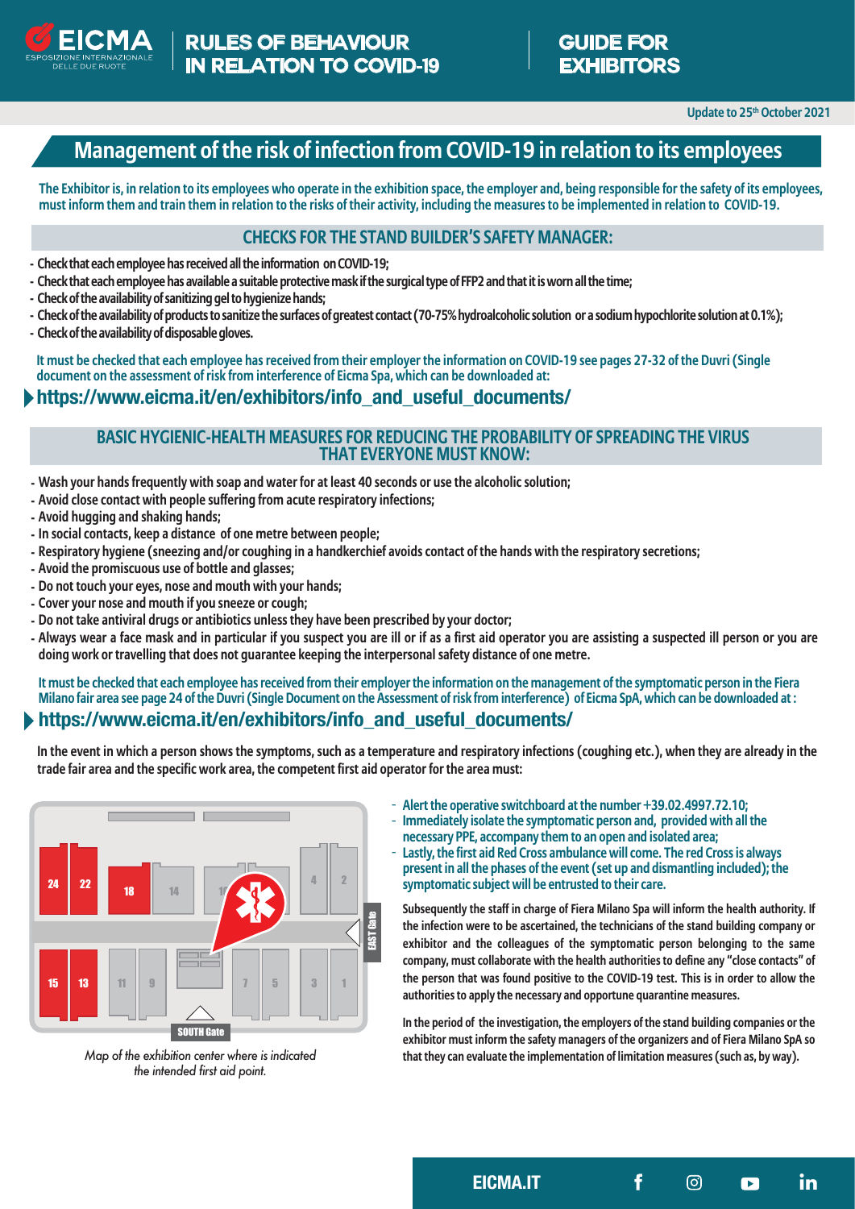EICMA ESPOSIZIONE INTERNAZIONALE DELLE DUE RUOTE

RULES OF BEHAVIOUR IN RELATION TO COVID-19

GUIDE FOR EXHIBITORS

Update to 25th October 2021

# Management of the risk of infection from COVID-19 in relation to its employees

**The Exhibitor is, in relation to its employees who operate in the exhibition space, the employer and, being responsible for the safety of its employees, must inform them and train them in relation to the risks of their activity, including the measures to be implemented in relation to COVID-19.**

## CHECKS FOR THE STAND BUILDER'S SAFETY MANAGER:

- Check that each employee has received all the information on COVID-19;
- Check that each employee has available a suitable protective mask if the surgical type of FFP2 and that it is worn all the time;
- Check of the availability of sanitizing gel to hygienize hands;
- Check of the availability of products to sanitize the surfaces of greatest contact (70-75% hydroalcoholic solution or a sodium hypochlorite solution at 0.1%);
- Check of the availability of disposable gloves.

**It must be checked that each employee has received from their employer the information on COVID-19 see pages 27-32 of the Duvri (Single document on the assessment of risk from interference of Eicma Spa, which can be downloaded at:**

**https://www.eicma.it/en/exhibitors/info_and_useful_documents/**

## BASIC HYGIENIC-HEALTH MEASURES FOR REDUCING THE PROBABILITY OF SPREADING THE VIRUS THAT EVERYONE MUST KNOW:

- Wash your hands frequently with soap and water for at least 40 seconds or use the alcoholic solution;
- Avoid close contact with people suffering from acute respiratory infections;
- Avoid hugging and shaking hands;
- In social contacts, keep a distance of one metre between people;
- Respiratory hygiene (sneezing and/or coughing in a handkerchief avoids contact of the hands with the respiratory secretions;
- Avoid the promiscuous use of bottle and glasses;
- Do not touch your eyes, nose and mouth with your hands;
- Cover your nose and mouth if you sneeze or cough;
- Do not take antiviral drugs or antibiotics unless they have been prescribed by your doctor;
- Always wear a face mask and in particular if you suspect you are ill or if as a first aid operator you are assisting a suspected ill person or you are doing work or travelling that does not guarantee keeping the interpersonal safety distance of one metre.

**It must be checked that each employee has received from their employer the information on the management of the symptomatic person in the Fiera Milano fair area see page 24 of the Duvri (Single Document on the Assessment of risk from interference) of Eicma SpA, which can be downloaded at :**

**https://www.eicma.it/en/exhibitors/info_and_useful_documents/**

**In the event in which a person shows the symptoms, such as a temperature and respiratory infections (coughing etc.), when they are already in the trade fair area and the specific work area, the competent first aid operator for the area must:**

24 22 18 14 16 4 2
15 13 11 9 7 5 3 1
EAST Gate
SOUTH Gate

*Map of the exhibition center where is indicated the intended first aid point.*

- **Alert the operative switchboard at the number +39.02.4997.72.10;**
- **Immediately isolate the symptomatic person and, provided with all the necessary PPE, accompany them to an open and isolated area;**
- **Lastly, the first aid Red Cross ambulance will come. The red Cross is always present in all the phases of the event (set up and dismantling included); the symptomatic subject will be entrusted to their care.**

**Subsequently the staff in charge of Fiera Milano Spa will inform the health authority. If the infection were to be ascertained, the technicians of the stand building company or exhibitor and the colleagues of the symptomatic person belonging to the same company, must collaborate with the health authorities to define any "close contacts" of the person that was found positive to the COVID-19 test. This is in order to allow the authorities to apply the necessary and opportune quarantine measures.**

**In the period of the investigation, the employers of the stand building companies or the exhibitor must inform the safety managers of the organizers and of Fiera Milano SpA so that they can evaluate the implementation of limitation measures (such as, by way).**

EICMA.IT